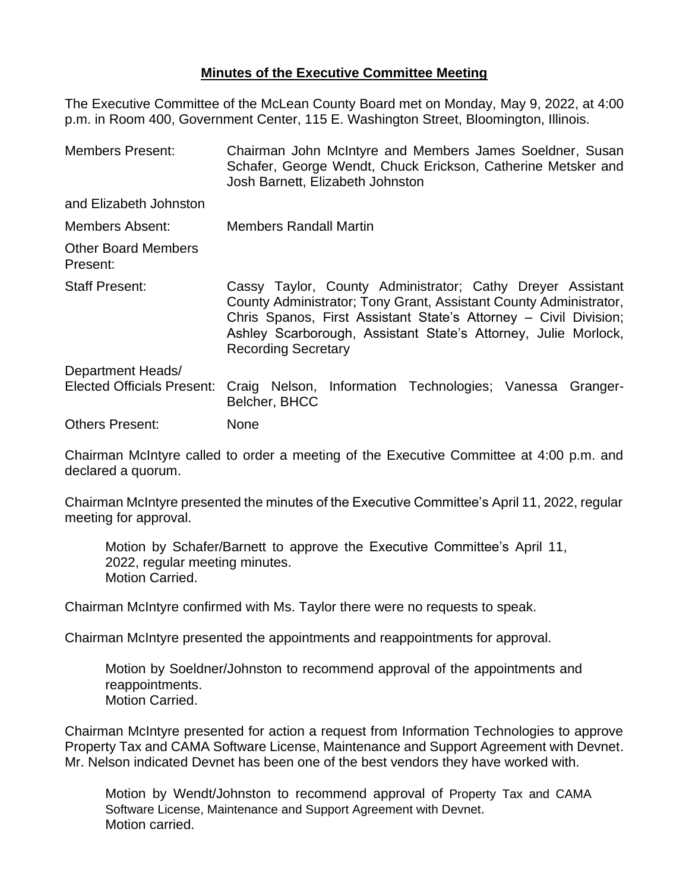**Minutes of the Executive Committee Meeting**

The Executive Committee of the McLean County Board met on Monday, May 9, 2022, at 4:00 p.m. in Room 400, Government Center, 115 E. Washington Street, Bloomington, Illinois.

| | |
|---|---|
| Members Present: | Chairman John McIntyre and Members James Soeldner, Susan Schafer, George Wendt, Chuck Erickson, Catherine Metsker and Josh Barnett, Elizabeth Johnston |
| and Elizabeth Johnston | |
| Members Absent: | Members Randall Martin |
| Other Board Members Present: | |
| Staff Present: | Cassy Taylor, County Administrator; Cathy Dreyer Assistant County Administrator; Tony Grant, Assistant County Administrator, Chris Spanos, First Assistant State's Attorney – Civil Division; Ashley Scarborough, Assistant State's Attorney, Julie Morlock, Recording Secretary |
| Department Heads/ Elected Officials Present: | Craig Nelson, Information Technologies; Vanessa Granger-Belcher, BHCC |
| Others Present: | None |

Chairman McIntyre called to order a meeting of the Executive Committee at 4:00 p.m. and declared a quorum.

Chairman McIntyre presented the minutes of the Executive Committee's April 11, 2022, regular meeting for approval.

> Motion by Schafer/Barnett to approve the Executive Committee's April 11, 2022, regular meeting minutes.
> Motion Carried.

Chairman McIntyre confirmed with Ms. Taylor there were no requests to speak.

Chairman McIntyre presented the appointments and reappointments for approval.

> Motion by Soeldner/Johnston to recommend approval of the appointments and reappointments.
> Motion Carried.

Chairman McIntyre presented for action a request from Information Technologies to approve Property Tax and CAMA Software License, Maintenance and Support Agreement with Devnet. Mr. Nelson indicated Devnet has been one of the best vendors they have worked with.

> Motion by Wendt/Johnston to recommend approval of Property Tax and CAMA Software License, Maintenance and Support Agreement with Devnet.
> Motion carried.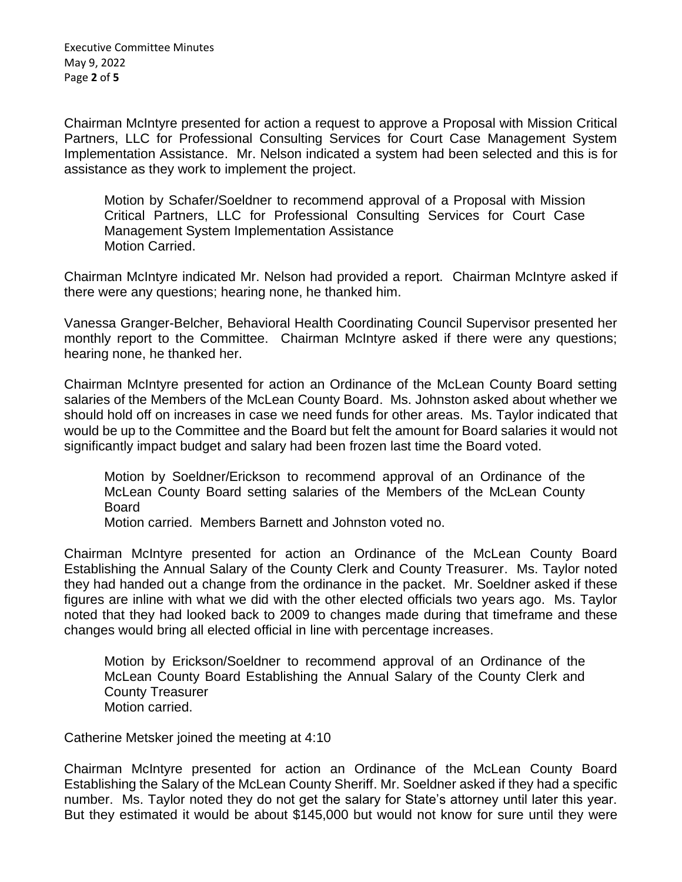Chairman McIntyre presented for action a request to approve a Proposal with Mission Critical Partners, LLC for Professional Consulting Services for Court Case Management System Implementation Assistance. Mr. Nelson indicated a system had been selected and this is for assistance as they work to implement the project.

> Motion by Schafer/Soeldner to recommend approval of a Proposal with Mission Critical Partners, LLC for Professional Consulting Services for Court Case Management System Implementation Assistance
> Motion Carried.

Chairman McIntyre indicated Mr. Nelson had provided a report. Chairman McIntyre asked if there were any questions; hearing none, he thanked him.

Vanessa Granger-Belcher, Behavioral Health Coordinating Council Supervisor presented her monthly report to the Committee. Chairman McIntyre asked if there were any questions; hearing none, he thanked her.

Chairman McIntyre presented for action an Ordinance of the McLean County Board setting salaries of the Members of the McLean County Board. Ms. Johnston asked about whether we should hold off on increases in case we need funds for other areas. Ms. Taylor indicated that would be up to the Committee and the Board but felt the amount for Board salaries it would not significantly impact budget and salary had been frozen last time the Board voted.

> Motion by Soeldner/Erickson to recommend approval of an Ordinance of the McLean County Board setting salaries of the Members of the McLean County Board
> Motion carried. Members Barnett and Johnston voted no.

Chairman McIntyre presented for action an Ordinance of the McLean County Board Establishing the Annual Salary of the County Clerk and County Treasurer. Ms. Taylor noted they had handed out a change from the ordinance in the packet. Mr. Soeldner asked if these figures are inline with what we did with the other elected officials two years ago. Ms. Taylor noted that they had looked back to 2009 to changes made during that timeframe and these changes would bring all elected official in line with percentage increases.

> Motion by Erickson/Soeldner to recommend approval of an Ordinance of the McLean County Board Establishing the Annual Salary of the County Clerk and County Treasurer
> Motion carried.

Catherine Metsker joined the meeting at 4:10

Chairman McIntyre presented for action an Ordinance of the McLean County Board Establishing the Salary of the McLean County Sheriff. Mr. Soeldner asked if they had a specific number. Ms. Taylor noted they do not get the salary for State's attorney until later this year. But they estimated it would be about $145,000 but would not know for sure until they were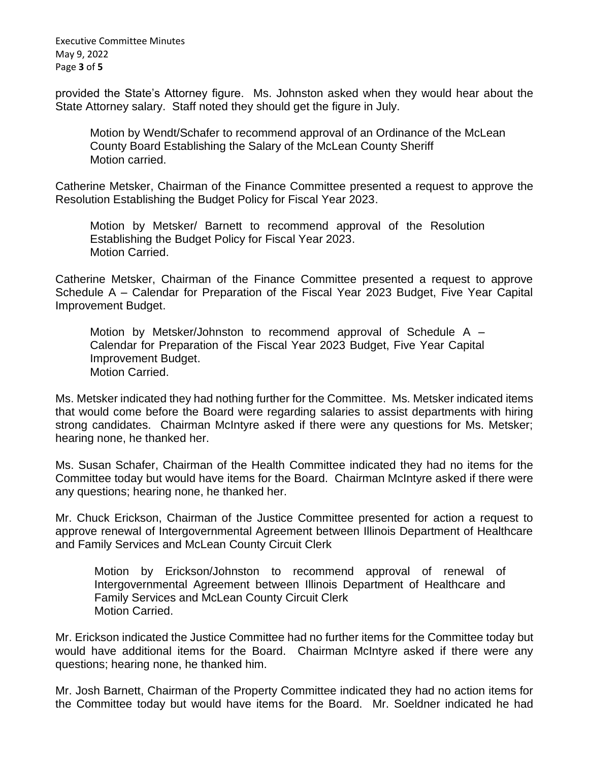provided the State's Attorney figure. Ms. Johnston asked when they would hear about the State Attorney salary. Staff noted they should get the figure in July.

> Motion by Wendt/Schafer to recommend approval of an Ordinance of the McLean County Board Establishing the Salary of the McLean County Sheriff
> Motion carried.

Catherine Metsker, Chairman of the Finance Committee presented a request to approve the Resolution Establishing the Budget Policy for Fiscal Year 2023.

> Motion by Metsker/ Barnett to recommend approval of the Resolution Establishing the Budget Policy for Fiscal Year 2023.
> Motion Carried.

Catherine Metsker, Chairman of the Finance Committee presented a request to approve Schedule A – Calendar for Preparation of the Fiscal Year 2023 Budget, Five Year Capital Improvement Budget.

> Motion by Metsker/Johnston to recommend approval of Schedule A – Calendar for Preparation of the Fiscal Year 2023 Budget, Five Year Capital Improvement Budget.
> Motion Carried.

Ms. Metsker indicated they had nothing further for the Committee. Ms. Metsker indicated items that would come before the Board were regarding salaries to assist departments with hiring strong candidates. Chairman McIntyre asked if there were any questions for Ms. Metsker; hearing none, he thanked her.

Ms. Susan Schafer, Chairman of the Health Committee indicated they had no items for the Committee today but would have items for the Board. Chairman McIntyre asked if there were any questions; hearing none, he thanked her.

Mr. Chuck Erickson, Chairman of the Justice Committee presented for action a request to approve renewal of Intergovernmental Agreement between Illinois Department of Healthcare and Family Services and McLean County Circuit Clerk

> Motion by Erickson/Johnston to recommend approval of renewal of Intergovernmental Agreement between Illinois Department of Healthcare and Family Services and McLean County Circuit Clerk
> Motion Carried.

Mr. Erickson indicated the Justice Committee had no further items for the Committee today but would have additional items for the Board. Chairman McIntyre asked if there were any questions; hearing none, he thanked him.

Mr. Josh Barnett, Chairman of the Property Committee indicated they had no action items for the Committee today but would have items for the Board. Mr. Soeldner indicated he had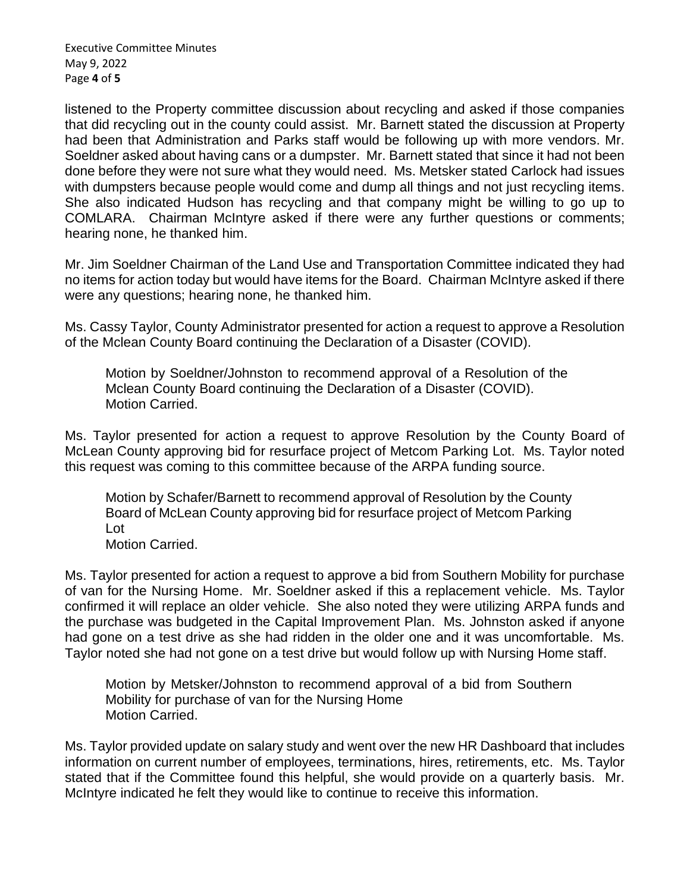listened to the Property committee discussion about recycling and asked if those companies that did recycling out in the county could assist. Mr. Barnett stated the discussion at Property had been that Administration and Parks staff would be following up with more vendors. Mr. Soeldner asked about having cans or a dumpster. Mr. Barnett stated that since it had not been done before they were not sure what they would need. Ms. Metsker stated Carlock had issues with dumpsters because people would come and dump all things and not just recycling items. She also indicated Hudson has recycling and that company might be willing to go up to COMLARA. Chairman McIntyre asked if there were any further questions or comments; hearing none, he thanked him.

Mr. Jim Soeldner Chairman of the Land Use and Transportation Committee indicated they had no items for action today but would have items for the Board. Chairman McIntyre asked if there were any questions; hearing none, he thanked him.

Ms. Cassy Taylor, County Administrator presented for action a request to approve a Resolution of the Mclean County Board continuing the Declaration of a Disaster (COVID).

> Motion by Soeldner/Johnston to recommend approval of a Resolution of the Mclean County Board continuing the Declaration of a Disaster (COVID).
> Motion Carried.

Ms. Taylor presented for action a request to approve Resolution by the County Board of McLean County approving bid for resurface project of Metcom Parking Lot. Ms. Taylor noted this request was coming to this committee because of the ARPA funding source.

> Motion by Schafer/Barnett to recommend approval of Resolution by the County Board of McLean County approving bid for resurface project of Metcom Parking Lot
> Motion Carried.

Ms. Taylor presented for action a request to approve a bid from Southern Mobility for purchase of van for the Nursing Home. Mr. Soeldner asked if this a replacement vehicle. Ms. Taylor confirmed it will replace an older vehicle. She also noted they were utilizing ARPA funds and the purchase was budgeted in the Capital Improvement Plan. Ms. Johnston asked if anyone had gone on a test drive as she had ridden in the older one and it was uncomfortable. Ms. Taylor noted she had not gone on a test drive but would follow up with Nursing Home staff.

> Motion by Metsker/Johnston to recommend approval of a bid from Southern Mobility for purchase of van for the Nursing Home
> Motion Carried.

Ms. Taylor provided update on salary study and went over the new HR Dashboard that includes information on current number of employees, terminations, hires, retirements, etc. Ms. Taylor stated that if the Committee found this helpful, she would provide on a quarterly basis. Mr. McIntyre indicated he felt they would like to continue to receive this information.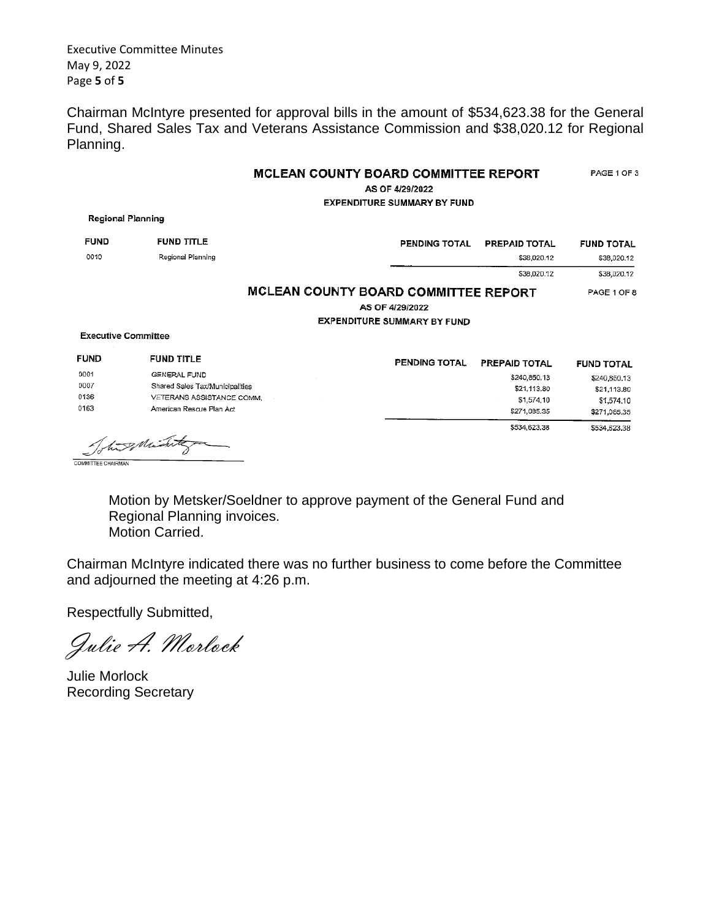Chairman McIntyre presented for approval bills in the amount of $534,623.38 for the General Fund, Shared Sales Tax and Veterans Assistance Commission and $38,020.12 for Regional Planning.

**MCLEAN COUNTY BOARD COMMITTEE REPORT** PAGE 1 OF 3

AS OF 4/29/2022

EXPENDITURE SUMMARY BY FUND

**Regional Planning**

| FUND | FUND TITLE | PENDING TOTAL | PREPAID TOTAL | FUND TOTAL |
|---|---|---|---|---|
| 0010 | Regional Planning | | $38,020.12 | $38,020.12 |
| | | | $38,020.12 | $38,020.12 |

**MCLEAN COUNTY BOARD COMMITTEE REPORT** PAGE 1 OF 8

AS OF 4/29/2022

EXPENDITURE SUMMARY BY FUND

**Executive Committee**

| FUND | FUND TITLE | PENDING TOTAL | PREPAID TOTAL | FUND TOTAL |
|---|---|---|---|---|
| 0001 | GENERAL FUND | | $240,850.13 | $240,850.13 |
| 0007 | Shared Sales Tax/Municipalities | | $21,113.80 | $21,113.80 |
| 0136 | VETERANS ASSISTANCE COMM. | | $1,574.10 | $1,574.10 |
| 0163 | American Rescue Plan Act | | $271,085.35 | $271,085.35 |
| | | | $534,623.38 | $534,623.38 |

COMMITTEE CHAIRMAN

Motion by Metsker/Soeldner to approve payment of the General Fund and Regional Planning invoices.
Motion Carried.

Chairman McIntyre indicated there was no further business to come before the Committee and adjourned the meeting at 4:26 p.m.

Respectfully Submitted,

*Julie A. Morlock*

Julie Morlock
Recording Secretary